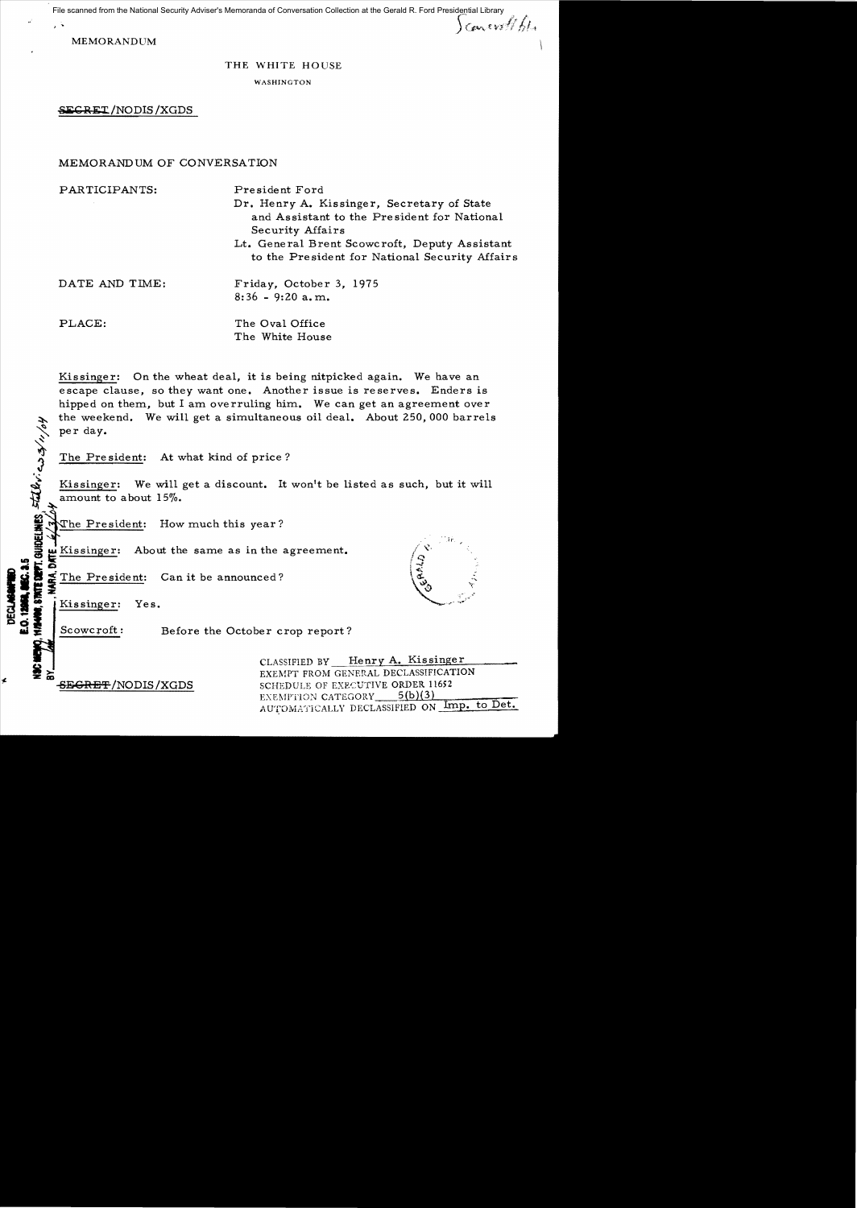MEMORANDUM

THE WHITE HOUSE

WASHINGTON

~~SECRET~~/NODIS/XGDS

MEMORANDUM OF CONVERSATION

PARTICIPANTS: President Ford

Dr. Henry A. Kissinger, Secretary of State and Assistant to the President for National Security Affairs

Lt. General Brent Scowcroft, Deputy Assistant to the President for National Security Affairs

DATE AND TIME: Friday, October 3, 1975
8:36 - 9:20 a.m.

PLACE: The Oval Office
The White House

Kissinger: On the wheat deal, it is being nitpicked again. We have an escape clause, so they want one. Another issue is reserves. Enders is hipped on them, but I am overruling him. We can get an agreement over the weekend. We will get a simultaneous oil deal. About 250,000 barrels per day.

The President: At what kind of price?

Kissinger: We will get a discount. It won't be listed as such, but it will amount to about 15%.

The President: How much this year?

Kissinger: About the same as in the agreement.

The President: Can it be announced?

Kissinger: Yes.

Scowcroft: Before the October crop report?

~~SECRET~~/NODIS/XGDS

CLASSIFIED BY Henry A. Kissinger
EXEMPT FROM GENERAL DECLASSIFICATION
SCHEDULE OF EXECUTIVE ORDER 11652
EXEMPTION CATEGORY 5(b)(3)
AUTOMATICALLY DECLASSIFIED ON Imp. to Det.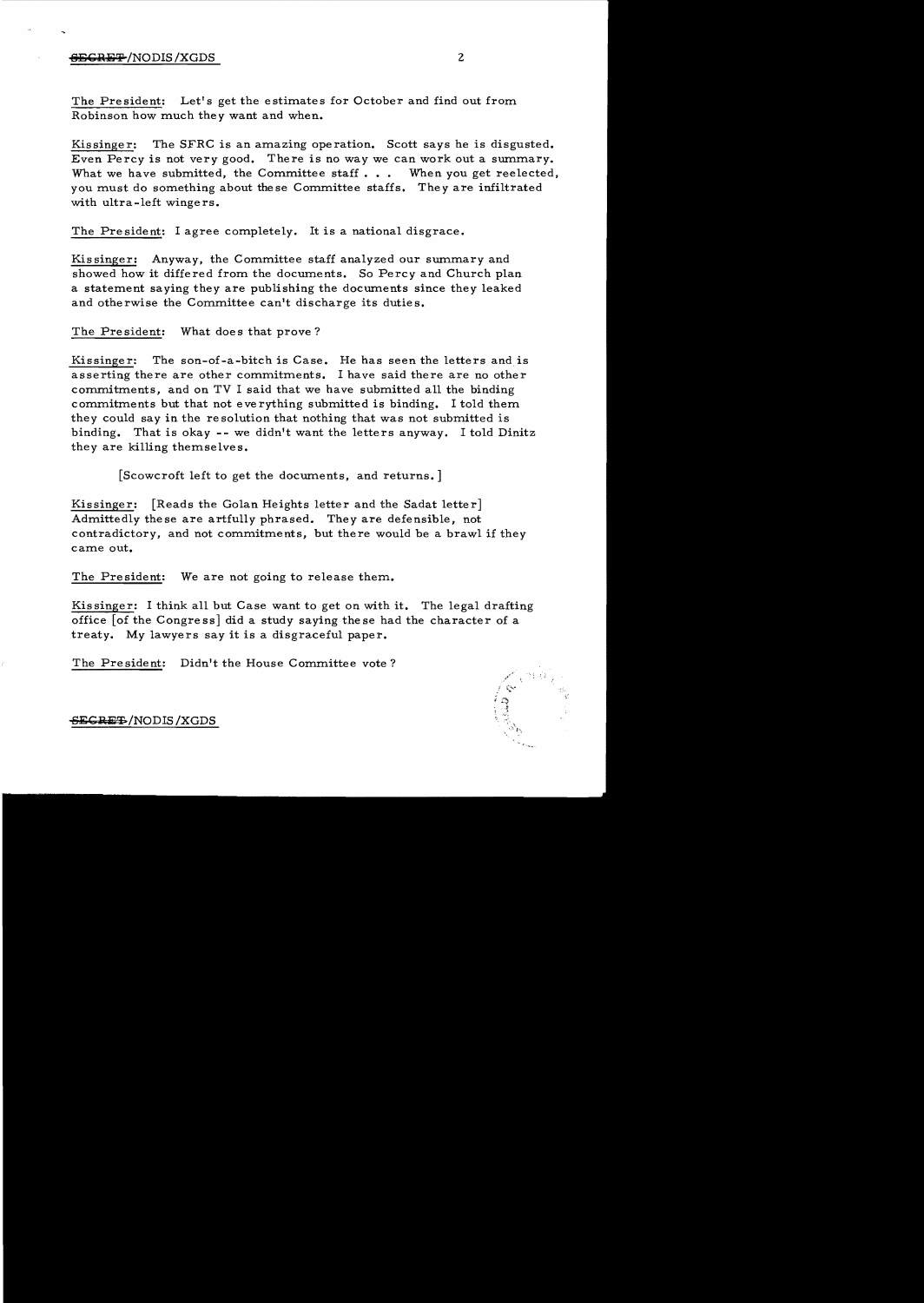The President: Let's get the estimates for October and find out from Robinson how much they want and when.

Kissinger: The SFRC is an amazing operation. Scott says he is disgusted. Even Percy is not very good. There is no way we can work out a summary. What we have submitted, the Committee staff . . . When you get reelected, you must do something about these Committee staffs. They are infiltrated with ultra-left wingers.

The President: I agree completely. It is a national disgrace.

Kissinger: Anyway, the Committee staff analyzed our summary and showed how it differed from the documents. So Percy and Church plan a statement saying they are publishing the documents since they leaked and otherwise the Committee can't discharge its duties.

The President: What does that prove?

Kissinger: The son-of-a-bitch is Case. He has seen the letters and is asserting there are other commitments. I have said there are no other commitments, and on TV I said that we have submitted all the binding commitments but that not everything submitted is binding. I told them they could say in the resolution that nothing that was not submitted is binding. That is okay -- we didn't want the letters anyway. I told Dinitz they are killing themselves.

[Scowcroft left to get the documents, and returns.]

Kissinger: [Reads the Golan Heights letter and the Sadat letter] Admittedly these are artfully phrased. They are defensible, not contradictory, and not commitments, but there would be a brawl if they came out.

The President: We are not going to release them.

Kissinger: I think all but Case want to get on with it. The legal drafting office [of the Congress] did a study saying these had the character of a treaty. My lawyers say it is a disgraceful paper.

The President: Didn't the House Committee vote?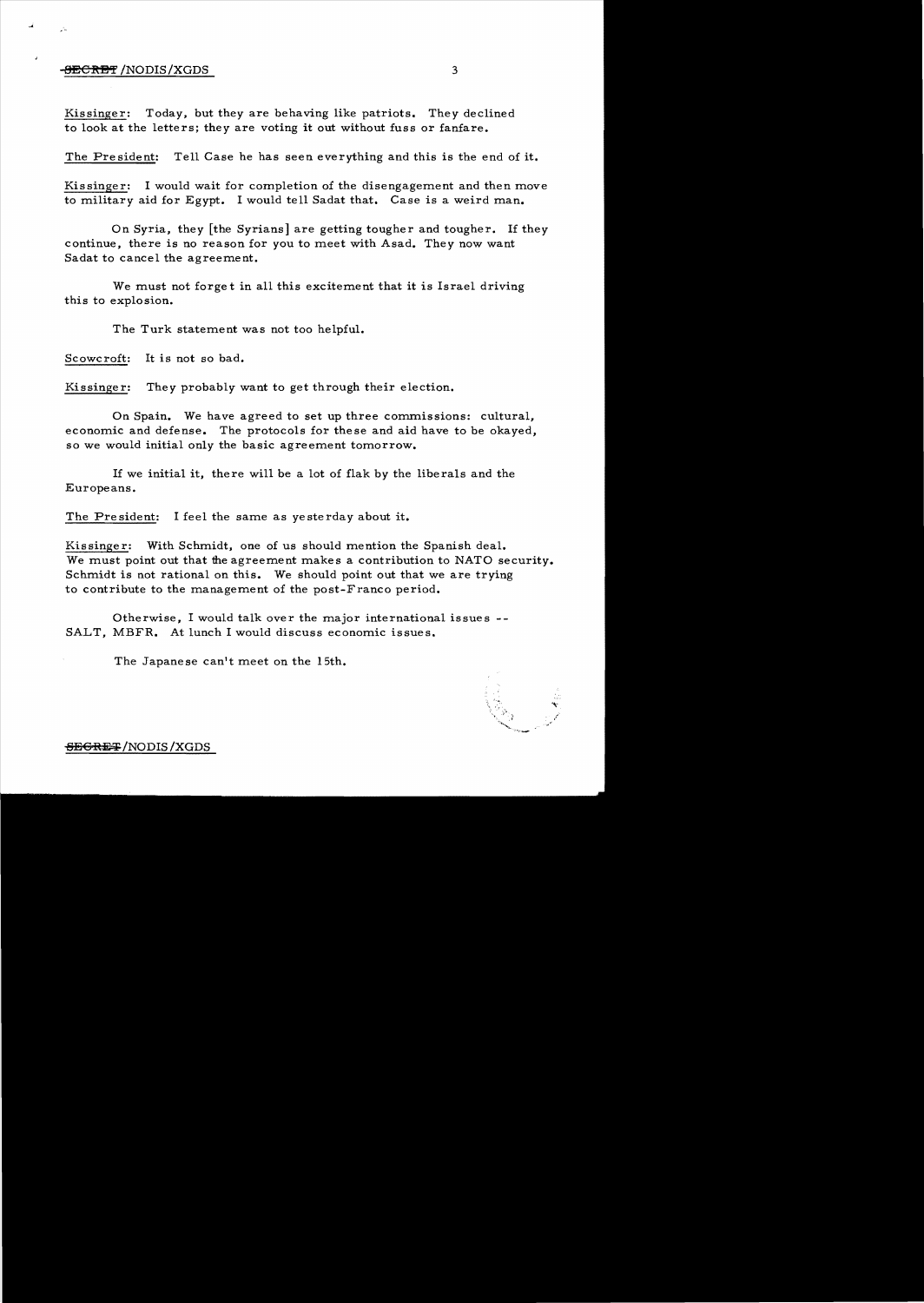Kissinger: Today, but they are behaving like patriots. They declined to look at the letters; they are voting it out without fuss or fanfare.

The President: Tell Case he has seen everything and this is the end of it.

Kissinger: I would wait for completion of the disengagement and then move to military aid for Egypt. I would tell Sadat that. Case is a weird man.

On Syria, they [the Syrians] are getting tougher and tougher. If they continue, there is no reason for you to meet with Asad. They now want Sadat to cancel the agreement.

We must not forget in all this excitement that it is Israel driving this to explosion.

The Turk statement was not too helpful.

Scowcroft: It is not so bad.

Kissinger: They probably want to get through their election.

On Spain. We have agreed to set up three commissions: cultural, economic and defense. The protocols for these and aid have to be okayed, so we would initial only the basic agreement tomorrow.

If we initial it, there will be a lot of flak by the liberals and the Europeans.

The President: I feel the same as yesterday about it.

Kissinger: With Schmidt, one of us should mention the Spanish deal. We must point out that the agreement makes a contribution to NATO security. Schmidt is not rational on this. We should point out that we are trying to contribute to the management of the post-Franco period.

Otherwise, I would talk over the major international issues -- SALT, MBFR. At lunch I would discuss economic issues.

The Japanese can't meet on the 15th.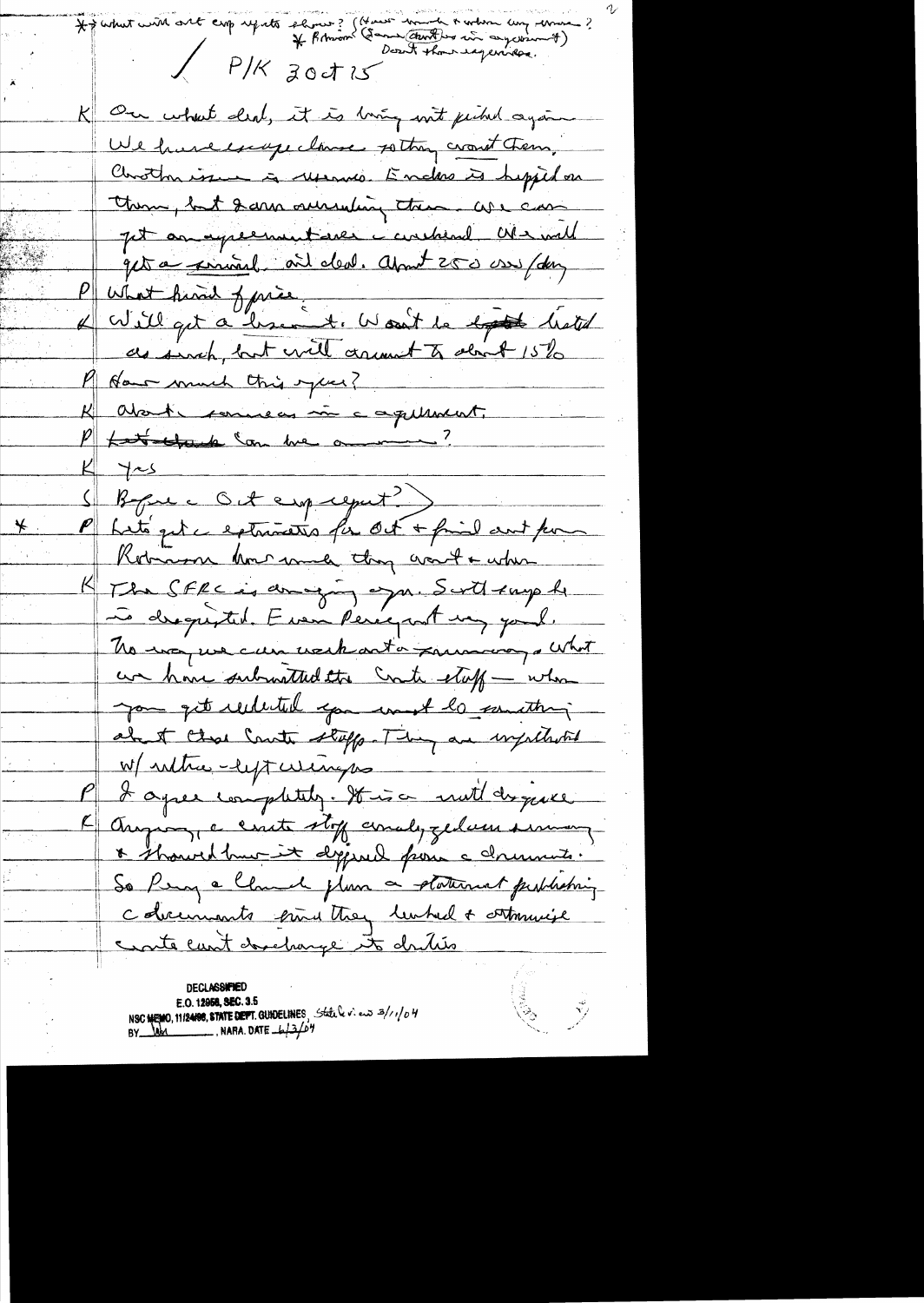*→ What will Oct emp reports show? (Have much & when any more?
* Robinson (Same (Council) as in anyone?)
Doesn't show imports.

/ P/K 30 Oct 75

K On wheat deal, it is being nit picked again. We have escape clause so they count them. Another issue is reserves. Endless is hipped on them, but I am overruling them. We can get an agreement over a weekend. We will get a seminal oil deal. About 250 000/day

P What kind of price.

K Will get a discount. Won't be listed as such, but will amount to about 15%

P How much this year?

K About same as in agreement.

P ~~Last stuck~~ Can we announce?

K Yes

S Before Oct emp report?

* P Let's get estimates for Oct & find out from Robinson how much they want & when

K The SFRC is amazing again. Scott says he is disgusted. Even Percy not very good. No way we can work out a compromise. What we have submitted the Count staff — when you get indicted you must do something about those Count staffs. They are infiltrated w/ ultra-left wingers

P I agree completely. It is a outt disgrace

K Anyway, a count staff analyzed our summary & showed how it differed from a documents. So Percy & Church plan a statement publishing documents since they leaked & otherwise count can't discharge its duties

DECLASSIFIED
E.O. 12958, SEC. 3.5
NSC MEMO, 11/24/98, STATE DEPT. GUIDELINES, State review 3/1/04
BY [signature], NARA, DATE 6/3/04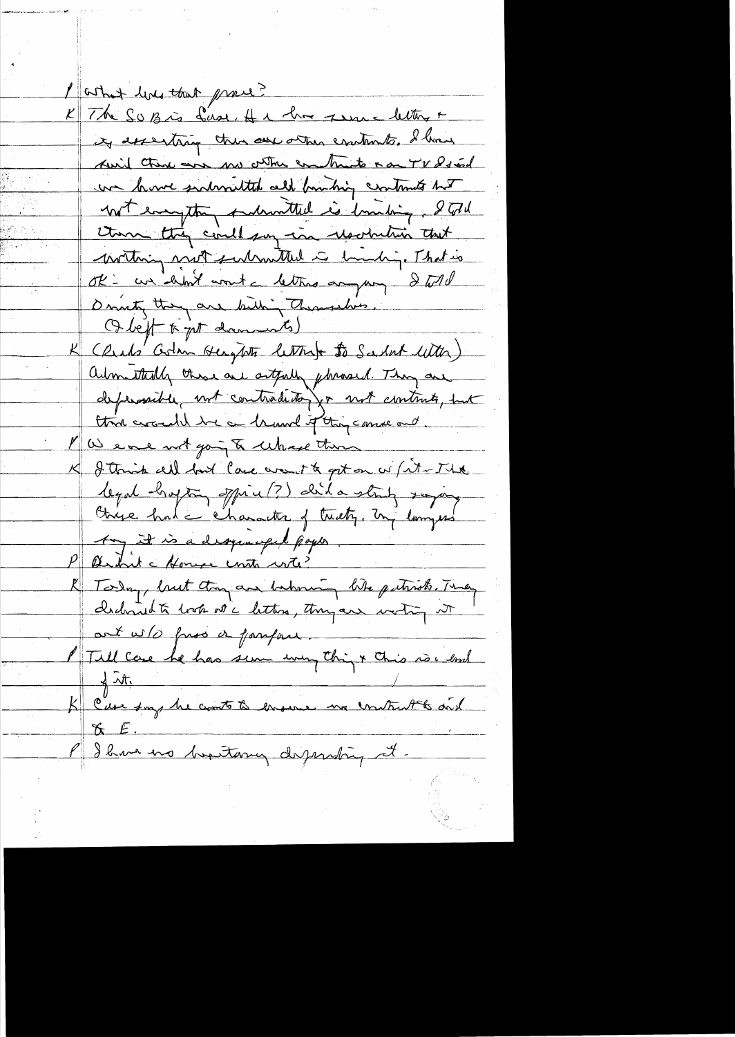P What does that prove?

K The SOB is Case. He has some letters & is asserting there are other contracts. I have said there are no other contracts & on TV I said we have submitted all binding contracts but not everything submitted is binding. I told them they could say in resolution that nothing not submitted is binding. That is OK — we don't want the letters anyway. I told Dinitz they are kidding themselves.

(I left to get documents)

K (Reads Golan Heights letter & Sadat letter) Admittedly these are artfully phrased. They are defensible, not contradictory & not contracts, but there would be a brawl if they came out.

P We are not going to release them.

K I think all but Case want to get on w/it — The legal drafting office (?) did a study saying these had the character of treaty. My lawyers say it is a disgraceful paper.

P Didn't the House committee vote?

K Today, but they are behaving like patriots. They declined to look at the letters, they are voting it out w/o fuss or fanfare.

P Tell Case he has seen everything & this is the end of it.

K Case says he wants to ensure no contracts and & E.

P I have no hesitancy deferring it.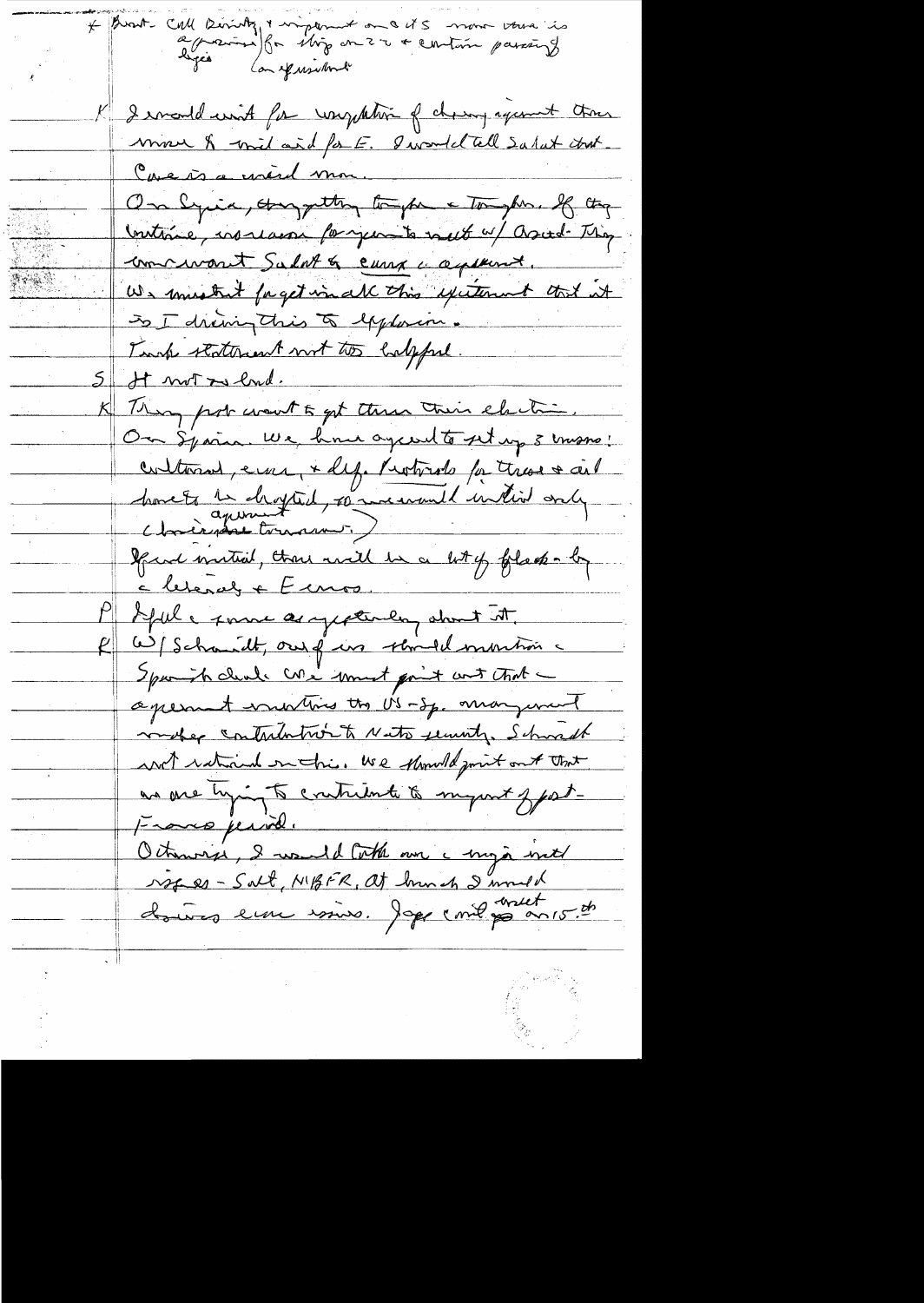K Point - call Dinitz + impound on US move there is a provision for ships on 22 + certain passing bags (on Ford's visit)

K I would wait for completion of disengagement agreement. Then move to mid and for E. I would tell Sadat that. Cave is a weird man.

On Syria, they are getting tougher + tougher. If they continue, no reason for you to meet w/ Asad. They can't want Sadat to carry agreement.

We must not forget in all this excitement that it is I driving this to explosion.

Turk statement not too helpful.

S It not so bad.

K They just want to get thru their election.

On Spain. We have agreed to set up 3 comms: cultural, econ, + def. Protocols for these + aid have to be drafted, so we would initial only (basic agreement transmission.)

If we initial, there will be a lot of flak - by the liberals + Euros.

P I feel the same as yesterday about it.

K W/ Schmidt, one of us should mention the Spanish deal. We must point out that the agreement mentions the US-Sp. arrangement makes contribution to NATO security. Schmidt not satisfied on this. We should point out that we are trying to contribute to support of post-Franco period.

Otherwise, I would talk over the major int'l issues - Salt, MBFR, At lunch I would discuss econ issues. Japs will meet on 15th